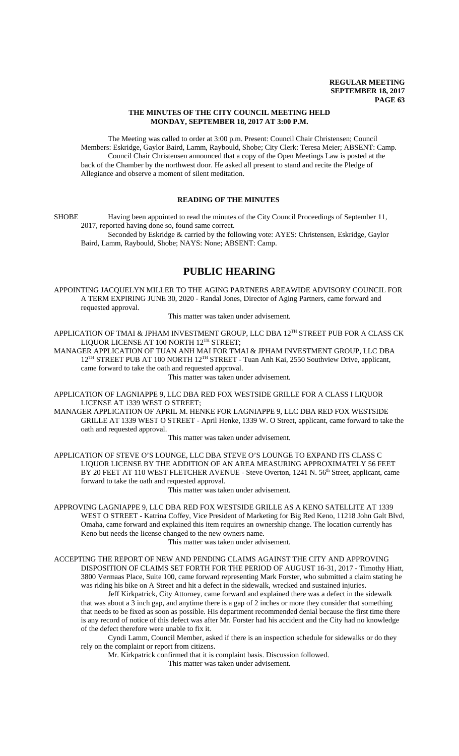**THE MINUTES OF THE CITY COUNCIL MEETING HELD MONDAY, SEPTEMBER 18, 2017 AT 3:00 P.M.**

The Meeting was called to order at 3:00 p.m. Present: Council Chair Christensen; Council Members: Eskridge, Gaylor Baird, Lamm, Raybould, Shobe; City Clerk: Teresa Meier; ABSENT: Camp.

Council Chair Christensen announced that a copy of the Open Meetings Law is posted at the back of the Chamber by the northwest door. He asked all present to stand and recite the Pledge of Allegiance and observe a moment of silent meditation.

## READING OF THE MINUTES

SHOBE Having been appointed to read the minutes of the City Council Proceedings of September 11, 2017, reported having done so, found same correct.

Seconded by Eskridge & carried by the following vote: AYES: Christensen, Eskridge, Gaylor Baird, Lamm, Raybould, Shobe; NAYS: None; ABSENT: Camp.

# PUBLIC HEARING

APPOINTING JACQUELYN MILLER TO THE AGING PARTNERS AREAWIDE ADVISORY COUNCIL FOR A TERM EXPIRING JUNE 30, 2020 - Randal Jones, Director of Aging Partners, came forward and requested approval.

This matter was taken under advisement.

APPLICATION OF TMAI & JPHAM INVESTMENT GROUP, LLC DBA 12TH STREET PUB FOR A CLASS CK LIQUOR LICENSE AT 100 NORTH 12TH STREET;

MANAGER APPLICATION OF TUAN ANH MAI FOR TMAI & JPHAM INVESTMENT GROUP, LLC DBA 12TH STREET PUB AT 100 NORTH 12TH STREET - Tuan Anh Kai, 2550 Southview Drive, applicant, came forward to take the oath and requested approval.

This matter was taken under advisement.

APPLICATION OF LAGNIAPPE 9, LLC DBA RED FOX WESTSIDE GRILLE FOR A CLASS I LIQUOR LICENSE AT 1339 WEST O STREET;

MANAGER APPLICATION OF APRIL M. HENKE FOR LAGNIAPPE 9, LLC DBA RED FOX WESTSIDE GRILLE AT 1339 WEST O STREET - April Henke, 1339 W. O Street, applicant, came forward to take the oath and requested approval.

This matter was taken under advisement.

APPLICATION OF STEVE O'S LOUNGE, LLC DBA STEVE O'S LOUNGE TO EXPAND ITS CLASS C LIQUOR LICENSE BY THE ADDITION OF AN AREA MEASURING APPROXIMATELY 56 FEET BY 20 FEET AT 110 WEST FLETCHER AVENUE - Steve Overton, 1241 N. 56th Street, applicant, came forward to take the oath and requested approval.

This matter was taken under advisement.

APPROVING LAGNIAPPE 9, LLC DBA RED FOX WESTSIDE GRILLE AS A KENO SATELLITE AT 1339 WEST O STREET - Katrina Coffey, Vice President of Marketing for Big Red Keno, 11218 John Galt Blvd, Omaha, came forward and explained this item requires an ownership change. The location currently has Keno but needs the license changed to the new owners name.

This matter was taken under advisement.

ACCEPTING THE REPORT OF NEW AND PENDING CLAIMS AGAINST THE CITY AND APPROVING DISPOSITION OF CLAIMS SET FORTH FOR THE PERIOD OF AUGUST 16-31, 2017 - Timothy Hiatt, 3800 Vermaas Place, Suite 100, came forward representing Mark Forster, who submitted a claim stating he was riding his bike on A Street and hit a defect in the sidewalk, wrecked and sustained injuries.

Jeff Kirkpatrick, City Attorney, came forward and explained there was a defect in the sidewalk that was about a 3 inch gap, and anytime there is a gap of 2 inches or more they consider that something that needs to be fixed as soon as possible. His department recommended denial because the first time there is any record of notice of this defect was after Mr. Forster had his accident and the City had no knowledge of the defect therefore were unable to fix it.

Cyndi Lamm, Council Member, asked if there is an inspection schedule for sidewalks or do they rely on the complaint or report from citizens.

Mr. Kirkpatrick confirmed that it is complaint basis. Discussion followed.

This matter was taken under advisement.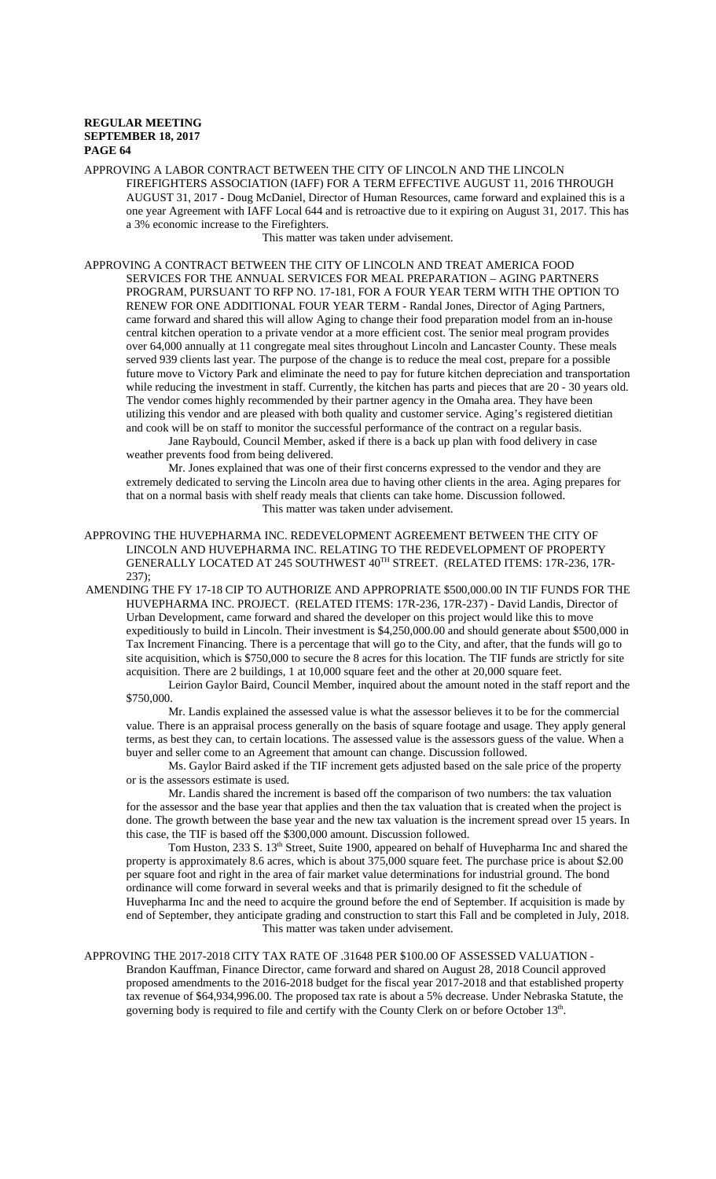APPROVING A LABOR CONTRACT BETWEEN THE CITY OF LINCOLN AND THE LINCOLN FIREFIGHTERS ASSOCIATION (IAFF) FOR A TERM EFFECTIVE AUGUST 11, 2016 THROUGH AUGUST 31, 2017 - Doug McDaniel, Director of Human Resources, came forward and explained this is a one year Agreement with IAFF Local 644 and is retroactive due to it expiring on August 31, 2017. This has a 3% economic increase to the Firefighters.

This matter was taken under advisement.

APPROVING A CONTRACT BETWEEN THE CITY OF LINCOLN AND TREAT AMERICA FOOD SERVICES FOR THE ANNUAL SERVICES FOR MEAL PREPARATION – AGING PARTNERS PROGRAM, PURSUANT TO RFP NO. 17-181, FOR A FOUR YEAR TERM WITH THE OPTION TO RENEW FOR ONE ADDITIONAL FOUR YEAR TERM - Randal Jones, Director of Aging Partners, came forward and shared this will allow Aging to change their food preparation model from an in-house central kitchen operation to a private vendor at a more efficient cost. The senior meal program provides over 64,000 annually at 11 congregate meal sites throughout Lincoln and Lancaster County. These meals served 939 clients last year. The purpose of the change is to reduce the meal cost, prepare for a possible future move to Victory Park and eliminate the need to pay for future kitchen depreciation and transportation while reducing the investment in staff. Currently, the kitchen has parts and pieces that are 20 - 30 years old. The vendor comes highly recommended by their partner agency in the Omaha area. They have been utilizing this vendor and are pleased with both quality and customer service. Aging's registered dietitian and cook will be on staff to monitor the successful performance of the contract on a regular basis.

Jane Raybould, Council Member, asked if there is a back up plan with food delivery in case weather prevents food from being delivered.

Mr. Jones explained that was one of their first concerns expressed to the vendor and they are extremely dedicated to serving the Lincoln area due to having other clients in the area. Aging prepares for that on a normal basis with shelf ready meals that clients can take home. Discussion followed.

This matter was taken under advisement.

APPROVING THE HUVEPHARMA INC. REDEVELOPMENT AGREEMENT BETWEEN THE CITY OF LINCOLN AND HUVEPHARMA INC. RELATING TO THE REDEVELOPMENT OF PROPERTY GENERALLY LOCATED AT 245 SOUTHWEST 40TH STREET. (RELATED ITEMS: 17R-236, 17R-237);

AMENDING THE FY 17-18 CIP TO AUTHORIZE AND APPROPRIATE $500,000.00 IN TIF FUNDS FOR THE HUVEPHARMA INC. PROJECT. (RELATED ITEMS: 17R-236, 17R-237) - David Landis, Director of Urban Development, came forward and shared the developer on this project would like this to move expeditiously to build in Lincoln. Their investment is $4,250,000.00 and should generate about $500,000 in Tax Increment Financing. There is a percentage that will go to the City, and after, that the funds will go to site acquisition, which is $750,000 to secure the 8 acres for this location. The TIF funds are strictly for site acquisition. There are 2 buildings, 1 at 10,000 square feet and the other at 20,000 square feet.

Leirion Gaylor Baird, Council Member, inquired about the amount noted in the staff report and the $750,000.

Mr. Landis explained the assessed value is what the assessor believes it to be for the commercial value. There is an appraisal process generally on the basis of square footage and usage. They apply general terms, as best they can, to certain locations. The assessed value is the assessors guess of the value. When a buyer and seller come to an Agreement that amount can change. Discussion followed.

Ms. Gaylor Baird asked if the TIF increment gets adjusted based on the sale price of the property or is the assessors estimate is used.

Mr. Landis shared the increment is based off the comparison of two numbers: the tax valuation for the assessor and the base year that applies and then the tax valuation that is created when the project is done. The growth between the base year and the new tax valuation is the increment spread over 15 years. In this case, the TIF is based off the $300,000 amount. Discussion followed.

Tom Huston, 233 S. 13th Street, Suite 1900, appeared on behalf of Huvepharma Inc and shared the property is approximately 8.6 acres, which is about 375,000 square feet. The purchase price is about $2.00 per square foot and right in the area of fair market value determinations for industrial ground. The bond ordinance will come forward in several weeks and that is primarily designed to fit the schedule of Huvepharma Inc and the need to acquire the ground before the end of September. If acquisition is made by end of September, they anticipate grading and construction to start this Fall and be completed in July, 2018.

This matter was taken under advisement.

APPROVING THE 2017-2018 CITY TAX RATE OF .31648 PER $100.00 OF ASSESSED VALUATION - Brandon Kauffman, Finance Director, came forward and shared on August 28, 2018 Council approved proposed amendments to the 2016-2018 budget for the fiscal year 2017-2018 and that established property tax revenue of $64,934,996.00. The proposed tax rate is about a 5% decrease. Under Nebraska Statute, the governing body is required to file and certify with the County Clerk on or before October 13th.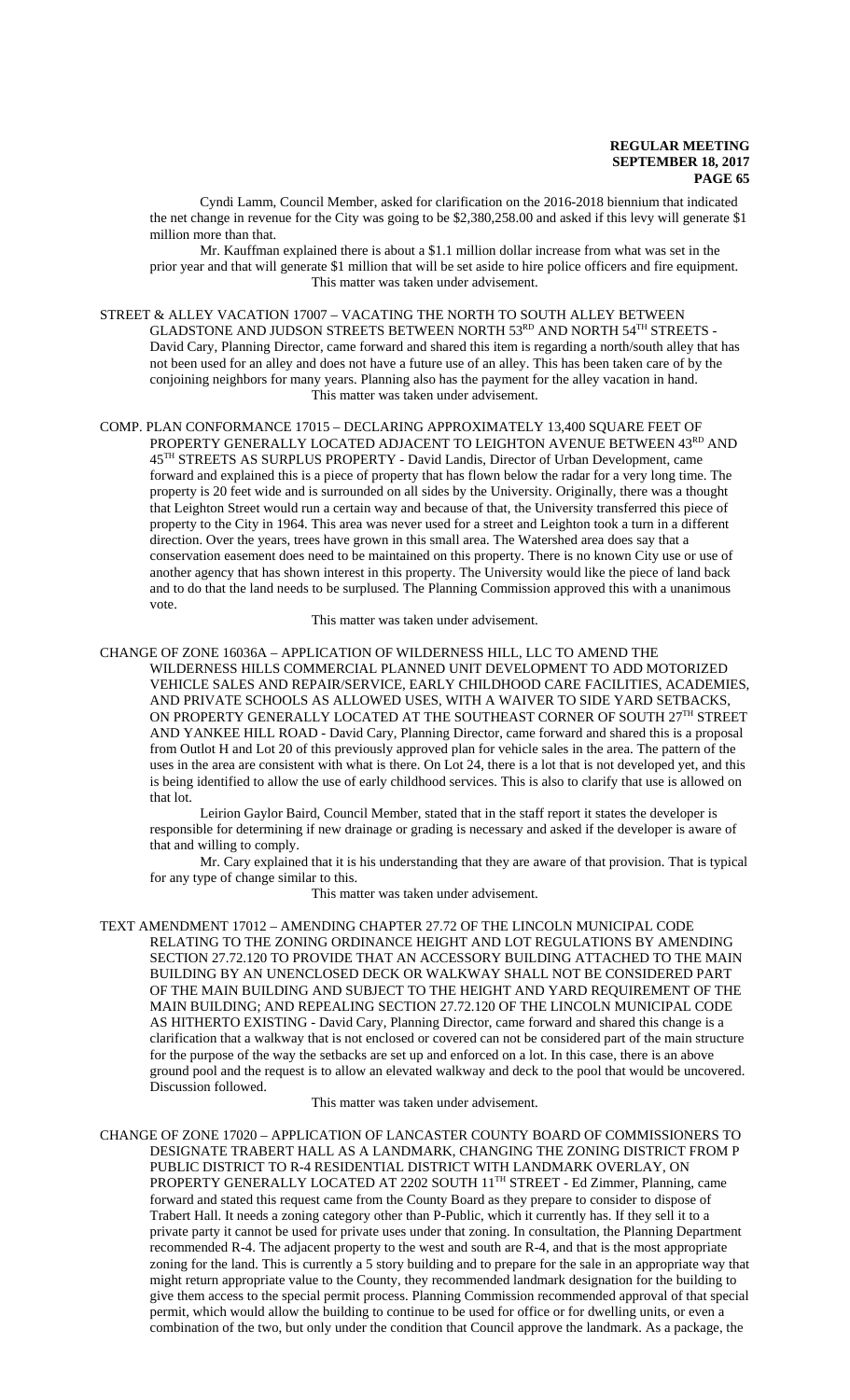Cyndi Lamm, Council Member, asked for clarification on the 2016-2018 biennium that indicated the net change in revenue for the City was going to be $2,380,258.00 and asked if this levy will generate $1 million more than that.

Mr. Kauffman explained there is about a $1.1 million dollar increase from what was set in the prior year and that will generate $1 million that will be set aside to hire police officers and fire equipment. This matter was taken under advisement.

STREET & ALLEY VACATION 17007 – VACATING THE NORTH TO SOUTH ALLEY BETWEEN GLADSTONE AND JUDSON STREETS BETWEEN NORTH 53RD AND NORTH 54TH STREETS - David Cary, Planning Director, came forward and shared this item is regarding a north/south alley that has not been used for an alley and does not have a future use of an alley. This has been taken care of by the conjoining neighbors for many years. Planning also has the payment for the alley vacation in hand. This matter was taken under advisement.

COMP. PLAN CONFORMANCE 17015 – DECLARING APPROXIMATELY 13,400 SQUARE FEET OF PROPERTY GENERALLY LOCATED ADJACENT TO LEIGHTON AVENUE BETWEEN 43RD AND 45TH STREETS AS SURPLUS PROPERTY - David Landis, Director of Urban Development, came forward and explained this is a piece of property that has flown below the radar for a very long time. The property is 20 feet wide and is surrounded on all sides by the University. Originally, there was a thought that Leighton Street would run a certain way and because of that, the University transferred this piece of property to the City in 1964. This area was never used for a street and Leighton took a turn in a different direction. Over the years, trees have grown in this small area. The Watershed area does say that a conservation easement does need to be maintained on this property. There is no known City use or use of another agency that has shown interest in this property. The University would like the piece of land back and to do that the land needs to be surplused. The Planning Commission approved this with a unanimous vote.

This matter was taken under advisement.

CHANGE OF ZONE 16036A – APPLICATION OF WILDERNESS HILL, LLC TO AMEND THE WILDERNESS HILLS COMMERCIAL PLANNED UNIT DEVELOPMENT TO ADD MOTORIZED VEHICLE SALES AND REPAIR/SERVICE, EARLY CHILDHOOD CARE FACILITIES, ACADEMIES, AND PRIVATE SCHOOLS AS ALLOWED USES, WITH A WAIVER TO SIDE YARD SETBACKS, ON PROPERTY GENERALLY LOCATED AT THE SOUTHEAST CORNER OF SOUTH 27TH STREET AND YANKEE HILL ROAD - David Cary, Planning Director, came forward and shared this is a proposal from Outlot H and Lot 20 of this previously approved plan for vehicle sales in the area. The pattern of the uses in the area are consistent with what is there. On Lot 24, there is a lot that is not developed yet, and this is being identified to allow the use of early childhood services. This is also to clarify that use is allowed on that lot.

Leirion Gaylor Baird, Council Member, stated that in the staff report it states the developer is responsible for determining if new drainage or grading is necessary and asked if the developer is aware of that and willing to comply.

Mr. Cary explained that it is his understanding that they are aware of that provision. That is typical for any type of change similar to this.

This matter was taken under advisement.

TEXT AMENDMENT 17012 – AMENDING CHAPTER 27.72 OF THE LINCOLN MUNICIPAL CODE RELATING TO THE ZONING ORDINANCE HEIGHT AND LOT REGULATIONS BY AMENDING SECTION 27.72.120 TO PROVIDE THAT AN ACCESSORY BUILDING ATTACHED TO THE MAIN BUILDING BY AN UNENCLOSED DECK OR WALKWAY SHALL NOT BE CONSIDERED PART OF THE MAIN BUILDING AND SUBJECT TO THE HEIGHT AND YARD REQUIREMENT OF THE MAIN BUILDING; AND REPEALING SECTION 27.72.120 OF THE LINCOLN MUNICIPAL CODE AS HITHERTO EXISTING - David Cary, Planning Director, came forward and shared this change is a clarification that a walkway that is not enclosed or covered can not be considered part of the main structure for the purpose of the way the setbacks are set up and enforced on a lot. In this case, there is an above ground pool and the request is to allow an elevated walkway and deck to the pool that would be uncovered. Discussion followed.

This matter was taken under advisement.

CHANGE OF ZONE 17020 – APPLICATION OF LANCASTER COUNTY BOARD OF COMMISSIONERS TO DESIGNATE TRABERT HALL AS A LANDMARK, CHANGING THE ZONING DISTRICT FROM P PUBLIC DISTRICT TO R-4 RESIDENTIAL DISTRICT WITH LANDMARK OVERLAY, ON PROPERTY GENERALLY LOCATED AT 2202 SOUTH 11TH STREET - Ed Zimmer, Planning, came forward and stated this request came from the County Board as they prepare to consider to dispose of Trabert Hall. It needs a zoning category other than P-Public, which it currently has. If they sell it to a private party it cannot be used for private uses under that zoning. In consultation, the Planning Department recommended R-4. The adjacent property to the west and south are R-4, and that is the most appropriate zoning for the land. This is currently a 5 story building and to prepare for the sale in an appropriate way that might return appropriate value to the County, they recommended landmark designation for the building to give them access to the special permit process. Planning Commission recommended approval of that special permit, which would allow the building to continue to be used for office or for dwelling units, or even a combination of the two, but only under the condition that Council approve the landmark. As a package, the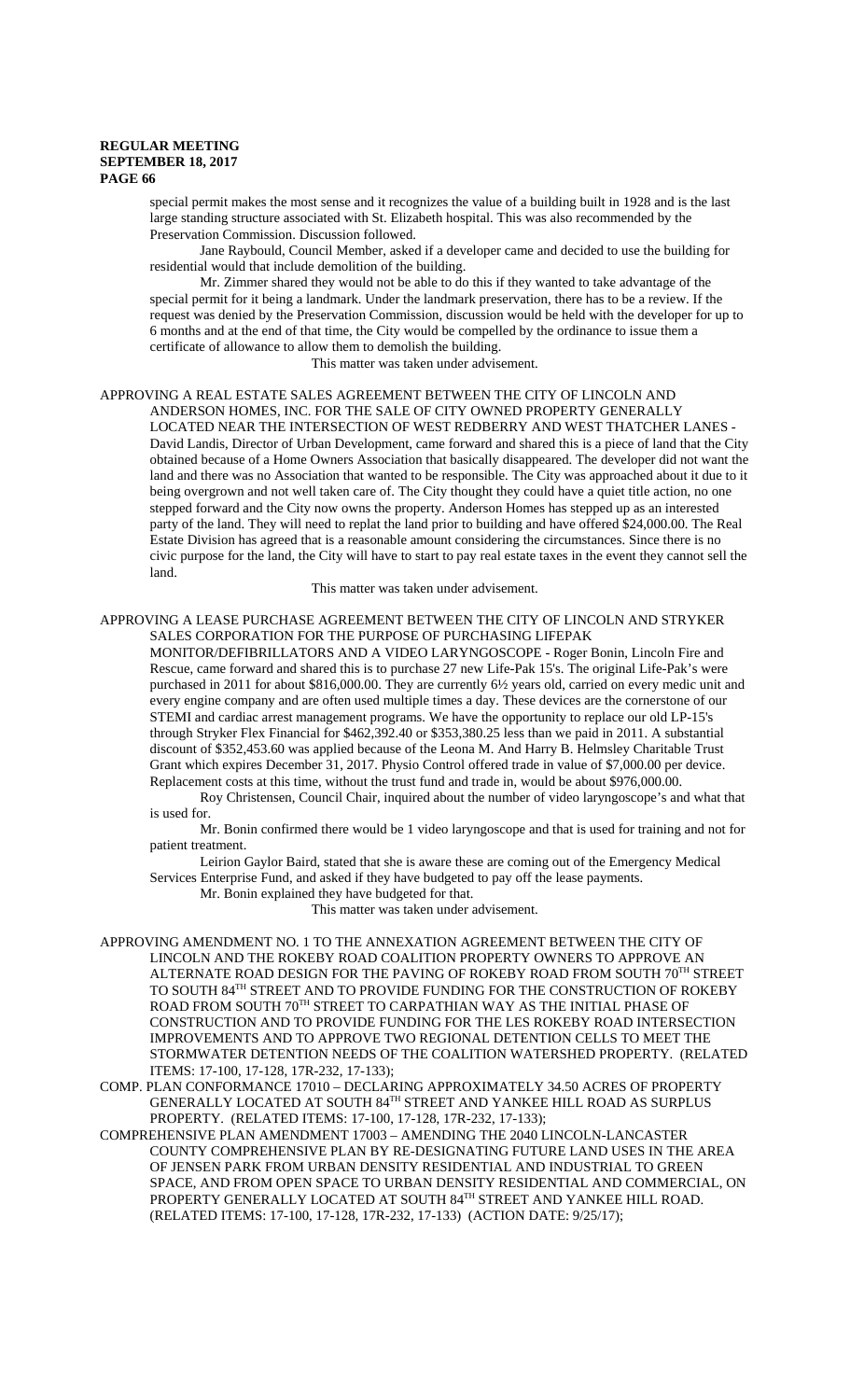special permit makes the most sense and it recognizes the value of a building built in 1928 and is the last large standing structure associated with St. Elizabeth hospital. This was also recommended by the Preservation Commission. Discussion followed.

Jane Raybould, Council Member, asked if a developer came and decided to use the building for residential would that include demolition of the building.

Mr. Zimmer shared they would not be able to do this if they wanted to take advantage of the special permit for it being a landmark. Under the landmark preservation, there has to be a review. If the request was denied by the Preservation Commission, discussion would be held with the developer for up to 6 months and at the end of that time, the City would be compelled by the ordinance to issue them a certificate of allowance to allow them to demolish the building.

This matter was taken under advisement.

APPROVING A REAL ESTATE SALES AGREEMENT BETWEEN THE CITY OF LINCOLN AND ANDERSON HOMES, INC. FOR THE SALE OF CITY OWNED PROPERTY GENERALLY LOCATED NEAR THE INTERSECTION OF WEST REDBERRY AND WEST THATCHER LANES - David Landis, Director of Urban Development, came forward and shared this is a piece of land that the City obtained because of a Home Owners Association that basically disappeared. The developer did not want the land and there was no Association that wanted to be responsible. The City was approached about it due to it being overgrown and not well taken care of. The City thought they could have a quiet title action, no one stepped forward and the City now owns the property. Anderson Homes has stepped up as an interested party of the land. They will need to replat the land prior to building and have offered $24,000.00. The Real Estate Division has agreed that is a reasonable amount considering the circumstances. Since there is no civic purpose for the land, the City will have to start to pay real estate taxes in the event they cannot sell the land.

This matter was taken under advisement.

APPROVING A LEASE PURCHASE AGREEMENT BETWEEN THE CITY OF LINCOLN AND STRYKER SALES CORPORATION FOR THE PURPOSE OF PURCHASING LIFEPAK MONITOR/DEFIBRILLATORS AND A VIDEO LARYNGOSCOPE - Roger Bonin, Lincoln Fire and Rescue, came forward and shared this is to purchase 27 new Life-Pak 15's. The original Life-Pak's were purchased in 2011 for about $816,000.00. They are currently 6½ years old, carried on every medic unit and every engine company and are often used multiple times a day. These devices are the cornerstone of our STEMI and cardiac arrest management programs. We have the opportunity to replace our old LP-15's through Stryker Flex Financial for $462,392.40 or $353,380.25 less than we paid in 2011. A substantial discount of $352,453.60 was applied because of the Leona M. And Harry B. Helmsley Charitable Trust Grant which expires December 31, 2017. Physio Control offered trade in value of $7,000.00 per device. Replacement costs at this time, without the trust fund and trade in, would be about $976,000.00.

Roy Christensen, Council Chair, inquired about the number of video laryngoscope's and what that is used for.

Mr. Bonin confirmed there would be 1 video laryngoscope and that is used for training and not for patient treatment.

Leirion Gaylor Baird, stated that she is aware these are coming out of the Emergency Medical Services Enterprise Fund, and asked if they have budgeted to pay off the lease payments.

Mr. Bonin explained they have budgeted for that.

This matter was taken under advisement.

APPROVING AMENDMENT NO. 1 TO THE ANNEXATION AGREEMENT BETWEEN THE CITY OF LINCOLN AND THE ROKEBY ROAD COALITION PROPERTY OWNERS TO APPROVE AN ALTERNATE ROAD DESIGN FOR THE PAVING OF ROKEBY ROAD FROM SOUTH 70TH STREET TO SOUTH 84TH STREET AND TO PROVIDE FUNDING FOR THE CONSTRUCTION OF ROKEBY ROAD FROM SOUTH 70TH STREET TO CARPATHIAN WAY AS THE INITIAL PHASE OF CONSTRUCTION AND TO PROVIDE FUNDING FOR THE LES ROKEBY ROAD INTERSECTION IMPROVEMENTS AND TO APPROVE TWO REGIONAL DETENTION CELLS TO MEET THE STORMWATER DETENTION NEEDS OF THE COALITION WATERSHED PROPERTY. (RELATED ITEMS: 17-100, 17-128, 17R-232, 17-133);

COMP. PLAN CONFORMANCE 17010 – DECLARING APPROXIMATELY 34.50 ACRES OF PROPERTY GENERALLY LOCATED AT SOUTH 84TH STREET AND YANKEE HILL ROAD AS SURPLUS PROPERTY. (RELATED ITEMS: 17-100, 17-128, 17R-232, 17-133);

COMPREHENSIVE PLAN AMENDMENT 17003 – AMENDING THE 2040 LINCOLN-LANCASTER COUNTY COMPREHENSIVE PLAN BY RE-DESIGNATING FUTURE LAND USES IN THE AREA OF JENSEN PARK FROM URBAN DENSITY RESIDENTIAL AND INDUSTRIAL TO GREEN SPACE, AND FROM OPEN SPACE TO URBAN DENSITY RESIDENTIAL AND COMMERCIAL, ON PROPERTY GENERALLY LOCATED AT SOUTH 84TH STREET AND YANKEE HILL ROAD. (RELATED ITEMS: 17-100, 17-128, 17R-232, 17-133) (ACTION DATE: 9/25/17);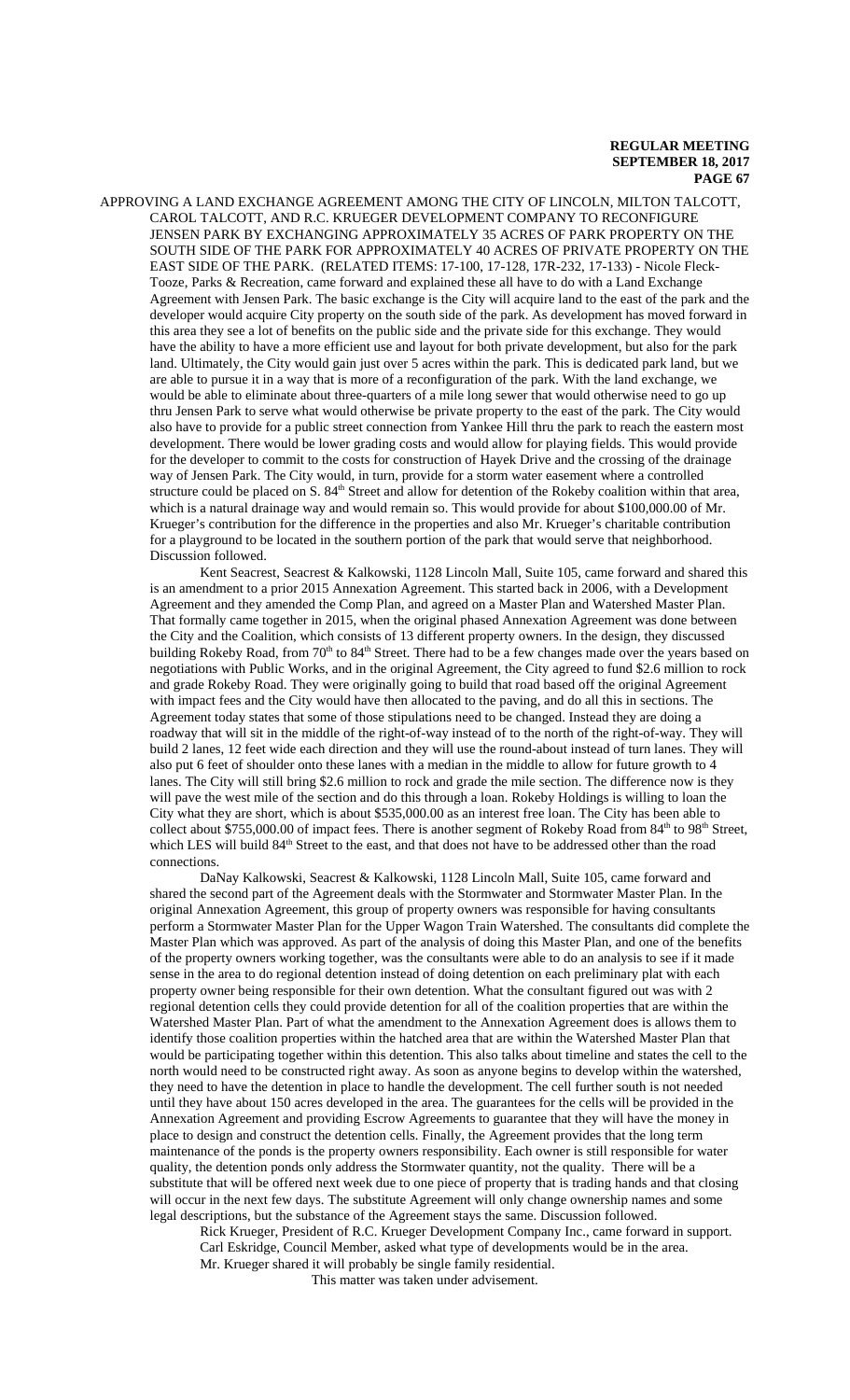APPROVING A LAND EXCHANGE AGREEMENT AMONG THE CITY OF LINCOLN, MILTON TALCOTT, CAROL TALCOTT, AND R.C. KRUEGER DEVELOPMENT COMPANY TO RECONFIGURE JENSEN PARK BY EXCHANGING APPROXIMATELY 35 ACRES OF PARK PROPERTY ON THE SOUTH SIDE OF THE PARK FOR APPROXIMATELY 40 ACRES OF PRIVATE PROPERTY ON THE EAST SIDE OF THE PARK. (RELATED ITEMS: 17-100, 17-128, 17R-232, 17-133) - Nicole Fleck-Tooze, Parks & Recreation, came forward and explained these all have to do with a Land Exchange Agreement with Jensen Park. The basic exchange is the City will acquire land to the east of the park and the developer would acquire City property on the south side of the park. As development has moved forward in this area they see a lot of benefits on the public side and the private side for this exchange. They would have the ability to have a more efficient use and layout for both private development, but also for the park land. Ultimately, the City would gain just over 5 acres within the park. This is dedicated park land, but we are able to pursue it in a way that is more of a reconfiguration of the park. With the land exchange, we would be able to eliminate about three-quarters of a mile long sewer that would otherwise need to go up thru Jensen Park to serve what would otherwise be private property to the east of the park. The City would also have to provide for a public street connection from Yankee Hill thru the park to reach the eastern most development. There would be lower grading costs and would allow for playing fields. This would provide for the developer to commit to the costs for construction of Hayek Drive and the crossing of the drainage way of Jensen Park. The City would, in turn, provide for a storm water easement where a controlled structure could be placed on S. 84th Street and allow for detention of the Rokeby coalition within that area, which is a natural drainage way and would remain so. This would provide for about $100,000.00 of Mr. Krueger's contribution for the difference in the properties and also Mr. Krueger's charitable contribution for a playground to be located in the southern portion of the park that would serve that neighborhood. Discussion followed.

Kent Seacrest, Seacrest & Kalkowski, 1128 Lincoln Mall, Suite 105, came forward and shared this is an amendment to a prior 2015 Annexation Agreement. This started back in 2006, with a Development Agreement and they amended the Comp Plan, and agreed on a Master Plan and Watershed Master Plan. That formally came together in 2015, when the original phased Annexation Agreement was done between the City and the Coalition, which consists of 13 different property owners. In the design, they discussed building Rokeby Road, from 70th to 84th Street. There had to be a few changes made over the years based on negotiations with Public Works, and in the original Agreement, the City agreed to fund $2.6 million to rock and grade Rokeby Road. They were originally going to build that road based off the original Agreement with impact fees and the City would have then allocated to the paving, and do all this in sections. The Agreement today states that some of those stipulations need to be changed. Instead they are doing a roadway that will sit in the middle of the right-of-way instead of to the north of the right-of-way. They will build 2 lanes, 12 feet wide each direction and they will use the round-about instead of turn lanes. They will also put 6 feet of shoulder onto these lanes with a median in the middle to allow for future growth to 4 lanes. The City will still bring $2.6 million to rock and grade the mile section. The difference now is they will pave the west mile of the section and do this through a loan. Rokeby Holdings is willing to loan the City what they are short, which is about $535,000.00 as an interest free loan. The City has been able to collect about $755,000.00 of impact fees. There is another segment of Rokeby Road from 84th to 98th Street, which LES will build 84th Street to the east, and that does not have to be addressed other than the road connections.

DaNay Kalkowski, Seacrest & Kalkowski, 1128 Lincoln Mall, Suite 105, came forward and shared the second part of the Agreement deals with the Stormwater and Stormwater Master Plan. In the original Annexation Agreement, this group of property owners was responsible for having consultants perform a Stormwater Master Plan for the Upper Wagon Train Watershed. The consultants did complete the Master Plan which was approved. As part of the analysis of doing this Master Plan, and one of the benefits of the property owners working together, was the consultants were able to do an analysis to see if it made sense in the area to do regional detention instead of doing detention on each preliminary plat with each property owner being responsible for their own detention. What the consultant figured out was with 2 regional detention cells they could provide detention for all of the coalition properties that are within the Watershed Master Plan. Part of what the amendment to the Annexation Agreement does is allows them to identify those coalition properties within the hatched area that are within the Watershed Master Plan that would be participating together within this detention. This also talks about timeline and states the cell to the north would need to be constructed right away. As soon as anyone begins to develop within the watershed, they need to have the detention in place to handle the development. The cell further south is not needed until they have about 150 acres developed in the area. The guarantees for the cells will be provided in the Annexation Agreement and providing Escrow Agreements to guarantee that they will have the money in place to design and construct the detention cells. Finally, the Agreement provides that the long term maintenance of the ponds is the property owners responsibility. Each owner is still responsible for water quality, the detention ponds only address the Stormwater quantity, not the quality. There will be a substitute that will be offered next week due to one piece of property that is trading hands and that closing will occur in the next few days. The substitute Agreement will only change ownership names and some legal descriptions, but the substance of the Agreement stays the same. Discussion followed.

Rick Krueger, President of R.C. Krueger Development Company Inc., came forward in support.

Carl Eskridge, Council Member, asked what type of developments would be in the area.

Mr. Krueger shared it will probably be single family residential.

This matter was taken under advisement.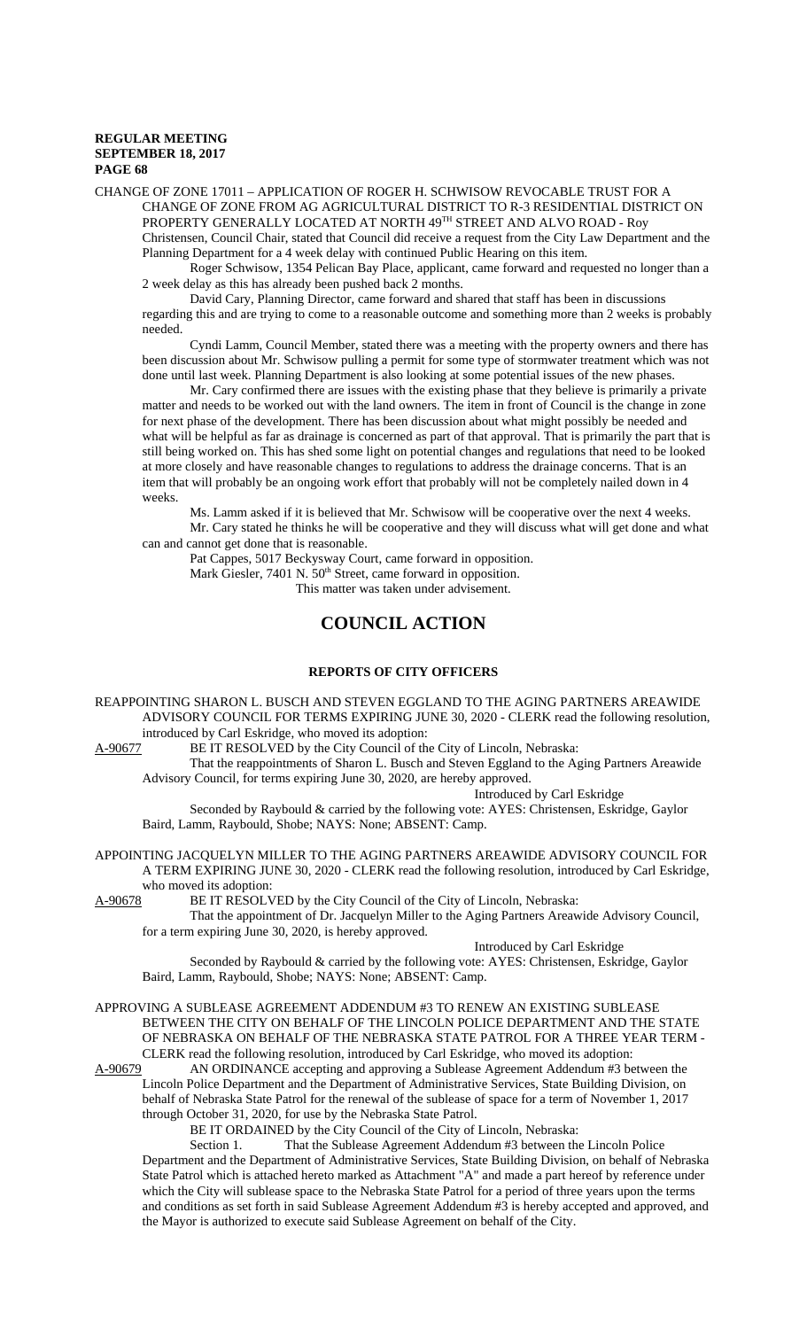CHANGE OF ZONE 17011 – APPLICATION OF ROGER H. SCHWISOW REVOCABLE TRUST FOR A CHANGE OF ZONE FROM AG AGRICULTURAL DISTRICT TO R-3 RESIDENTIAL DISTRICT ON PROPERTY GENERALLY LOCATED AT NORTH 49TH STREET AND ALVO ROAD - Roy Christensen, Council Chair, stated that Council did receive a request from the City Law Department and the Planning Department for a 4 week delay with continued Public Hearing on this item.

Roger Schwisow, 1354 Pelican Bay Place, applicant, came forward and requested no longer than a 2 week delay as this has already been pushed back 2 months.

David Cary, Planning Director, came forward and shared that staff has been in discussions regarding this and are trying to come to a reasonable outcome and something more than 2 weeks is probably needed.

Cyndi Lamm, Council Member, stated there was a meeting with the property owners and there has been discussion about Mr. Schwisow pulling a permit for some type of stormwater treatment which was not done until last week. Planning Department is also looking at some potential issues of the new phases.

Mr. Cary confirmed there are issues with the existing phase that they believe is primarily a private matter and needs to be worked out with the land owners. The item in front of Council is the change in zone for next phase of the development. There has been discussion about what might possibly be needed and what will be helpful as far as drainage is concerned as part of that approval. That is primarily the part that is still being worked on. This has shed some light on potential changes and regulations that need to be looked at more closely and have reasonable changes to regulations to address the drainage concerns. That is an item that will probably be an ongoing work effort that probably will not be completely nailed down in 4 weeks.

Ms. Lamm asked if it is believed that Mr. Schwisow will be cooperative over the next 4 weeks.

Mr. Cary stated he thinks he will be cooperative and they will discuss what will get done and what can and cannot get done that is reasonable.

Pat Cappes, 5017 Beckysway Court, came forward in opposition.

Mark Giesler, 7401 N. 50th Street, came forward in opposition.

This matter was taken under advisement.

# COUNCIL ACTION

## REPORTS OF CITY OFFICERS

REAPPOINTING SHARON L. BUSCH AND STEVEN EGGLAND TO THE AGING PARTNERS AREAWIDE ADVISORY COUNCIL FOR TERMS EXPIRING JUNE 30, 2020 - CLERK read the following resolution, introduced by Carl Eskridge, who moved its adoption:

A-90677 BE IT RESOLVED by the City Council of the City of Lincoln, Nebraska:

That the reappointments of Sharon L. Busch and Steven Eggland to the Aging Partners Areawide Advisory Council, for terms expiring June 30, 2020, are hereby approved.

Introduced by Carl Eskridge

Seconded by Raybould & carried by the following vote: AYES: Christensen, Eskridge, Gaylor Baird, Lamm, Raybould, Shobe; NAYS: None; ABSENT: Camp.

APPOINTING JACQUELYN MILLER TO THE AGING PARTNERS AREAWIDE ADVISORY COUNCIL FOR A TERM EXPIRING JUNE 30, 2020 - CLERK read the following resolution, introduced by Carl Eskridge, who moved its adoption:

A-90678 BE IT RESOLVED by the City Council of the City of Lincoln, Nebraska:

That the appointment of Dr. Jacquelyn Miller to the Aging Partners Areawide Advisory Council, for a term expiring June 30, 2020, is hereby approved.

Introduced by Carl Eskridge

Seconded by Raybould & carried by the following vote: AYES: Christensen, Eskridge, Gaylor Baird, Lamm, Raybould, Shobe; NAYS: None; ABSENT: Camp.

APPROVING A SUBLEASE AGREEMENT ADDENDUM #3 TO RENEW AN EXISTING SUBLEASE BETWEEN THE CITY ON BEHALF OF THE LINCOLN POLICE DEPARTMENT AND THE STATE OF NEBRASKA ON BEHALF OF THE NEBRASKA STATE PATROL FOR A THREE YEAR TERM - CLERK read the following resolution, introduced by Carl Eskridge, who moved its adoption:

A-90679 AN ORDINANCE accepting and approving a Sublease Agreement Addendum #3 between the Lincoln Police Department and the Department of Administrative Services, State Building Division, on behalf of Nebraska State Patrol for the renewal of the sublease of space for a term of November 1, 2017 through October 31, 2020, for use by the Nebraska State Patrol.

BE IT ORDAINED by the City Council of the City of Lincoln, Nebraska:

Section 1. That the Sublease Agreement Addendum #3 between the Lincoln Police Department and the Department of Administrative Services, State Building Division, on behalf of Nebraska State Patrol which is attached hereto marked as Attachment "A" and made a part hereof by reference under which the City will sublease space to the Nebraska State Patrol for a period of three years upon the terms and conditions as set forth in said Sublease Agreement Addendum #3 is hereby accepted and approved, and the Mayor is authorized to execute said Sublease Agreement on behalf of the City.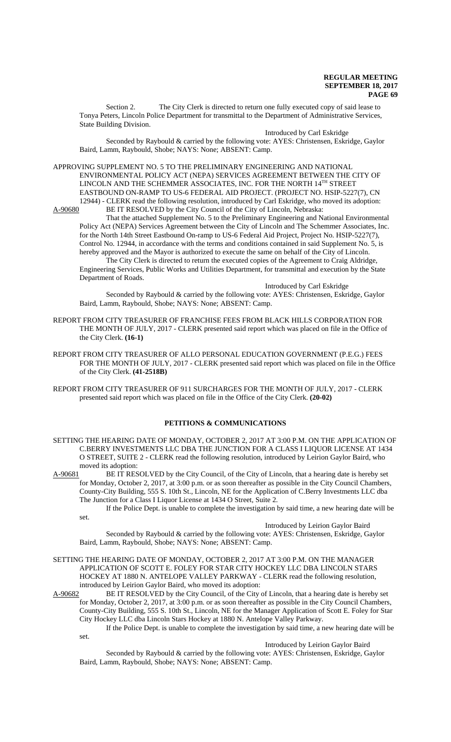Section 2. The City Clerk is directed to return one fully executed copy of said lease to Tonya Peters, Lincoln Police Department for transmittal to the Department of Administrative Services, State Building Division.

Introduced by Carl Eskridge

Seconded by Raybould & carried by the following vote: AYES: Christensen, Eskridge, Gaylor Baird, Lamm, Raybould, Shobe; NAYS: None; ABSENT: Camp.

APPROVING SUPPLEMENT NO. 5 TO THE PRELIMINARY ENGINEERING AND NATIONAL ENVIRONMENTAL POLICY ACT (NEPA) SERVICES AGREEMENT BETWEEN THE CITY OF LINCOLN AND THE SCHEMMER ASSOCIATES, INC. FOR THE NORTH 14TH STREET EASTBOUND ON-RAMP TO US-6 FEDERAL AID PROJECT. (PROJECT NO. HSIP-5227(7), CN 12944) - CLERK read the following resolution, introduced by Carl Eskridge, who moved its adoption:

A-90680 BE IT RESOLVED by the City Council of the City of Lincoln, Nebraska:

That the attached Supplement No. 5 to the Preliminary Engineering and National Environmental Policy Act (NEPA) Services Agreement between the City of Lincoln and The Schemmer Associates, Inc. for the North 14th Street Eastbound On-ramp to US-6 Federal Aid Project, Project No. HSIP-5227(7), Control No. 12944, in accordance with the terms and conditions contained in said Supplement No. 5, is hereby approved and the Mayor is authorized to execute the same on behalf of the City of Lincoln.

The City Clerk is directed to return the executed copies of the Agreement to Craig Aldridge, Engineering Services, Public Works and Utilities Department, for transmittal and execution by the State Department of Roads.

Introduced by Carl Eskridge

Seconded by Raybould & carried by the following vote: AYES: Christensen, Eskridge, Gaylor Baird, Lamm, Raybould, Shobe; NAYS: None; ABSENT: Camp.

REPORT FROM CITY TREASURER OF FRANCHISE FEES FROM BLACK HILLS CORPORATION FOR THE MONTH OF JULY, 2017 - CLERK presented said report which was placed on file in the Office of the City Clerk. **(16-1)**

REPORT FROM CITY TREASURER OF ALLO PERSONAL EDUCATION GOVERNMENT (P.E.G.) FEES FOR THE MONTH OF JULY, 2017 - CLERK presented said report which was placed on file in the Office of the City Clerk. **(41-2518B)**

REPORT FROM CITY TREASURER OF 911 SURCHARGES FOR THE MONTH OF JULY, 2017 - CLERK presented said report which was placed on file in the Office of the City Clerk. **(20-02)**

## PETITIONS & COMMUNICATIONS

SETTING THE HEARING DATE OF MONDAY, OCTOBER 2, 2017 AT 3:00 P.M. ON THE APPLICATION OF C.BERRY INVESTMENTS LLC DBA THE JUNCTION FOR A CLASS I LIQUOR LICENSE AT 1434 O STREET, SUITE 2 - CLERK read the following resolution, introduced by Leirion Gaylor Baird, who moved its adoption:

A-90681 BE IT RESOLVED by the City Council, of the City of Lincoln, that a hearing date is hereby set for Monday, October 2, 2017, at 3:00 p.m. or as soon thereafter as possible in the City Council Chambers, County-City Building, 555 S. 10th St., Lincoln, NE for the Application of C.Berry Investments LLC dba The Junction for a Class I Liquor License at 1434 O Street, Suite 2.

If the Police Dept. is unable to complete the investigation by said time, a new hearing date will be set.

Introduced by Leirion Gaylor Baird

Seconded by Raybould & carried by the following vote: AYES: Christensen, Eskridge, Gaylor Baird, Lamm, Raybould, Shobe; NAYS: None; ABSENT: Camp.

SETTING THE HEARING DATE OF MONDAY, OCTOBER 2, 2017 AT 3:00 P.M. ON THE MANAGER APPLICATION OF SCOTT E. FOLEY FOR STAR CITY HOCKEY LLC DBA LINCOLN STARS HOCKEY AT 1880 N. ANTELOPE VALLEY PARKWAY - CLERK read the following resolution, introduced by Leirion Gaylor Baird, who moved its adoption:

A-90682 BE IT RESOLVED by the City Council, of the City of Lincoln, that a hearing date is hereby set for Monday, October 2, 2017, at 3:00 p.m. or as soon thereafter as possible in the City Council Chambers, County-City Building, 555 S. 10th St., Lincoln, NE for the Manager Application of Scott E. Foley for Star City Hockey LLC dba Lincoln Stars Hockey at 1880 N. Antelope Valley Parkway.

If the Police Dept. is unable to complete the investigation by said time, a new hearing date will be set.

Introduced by Leirion Gaylor Baird

Seconded by Raybould & carried by the following vote: AYES: Christensen, Eskridge, Gaylor Baird, Lamm, Raybould, Shobe; NAYS: None; ABSENT: Camp.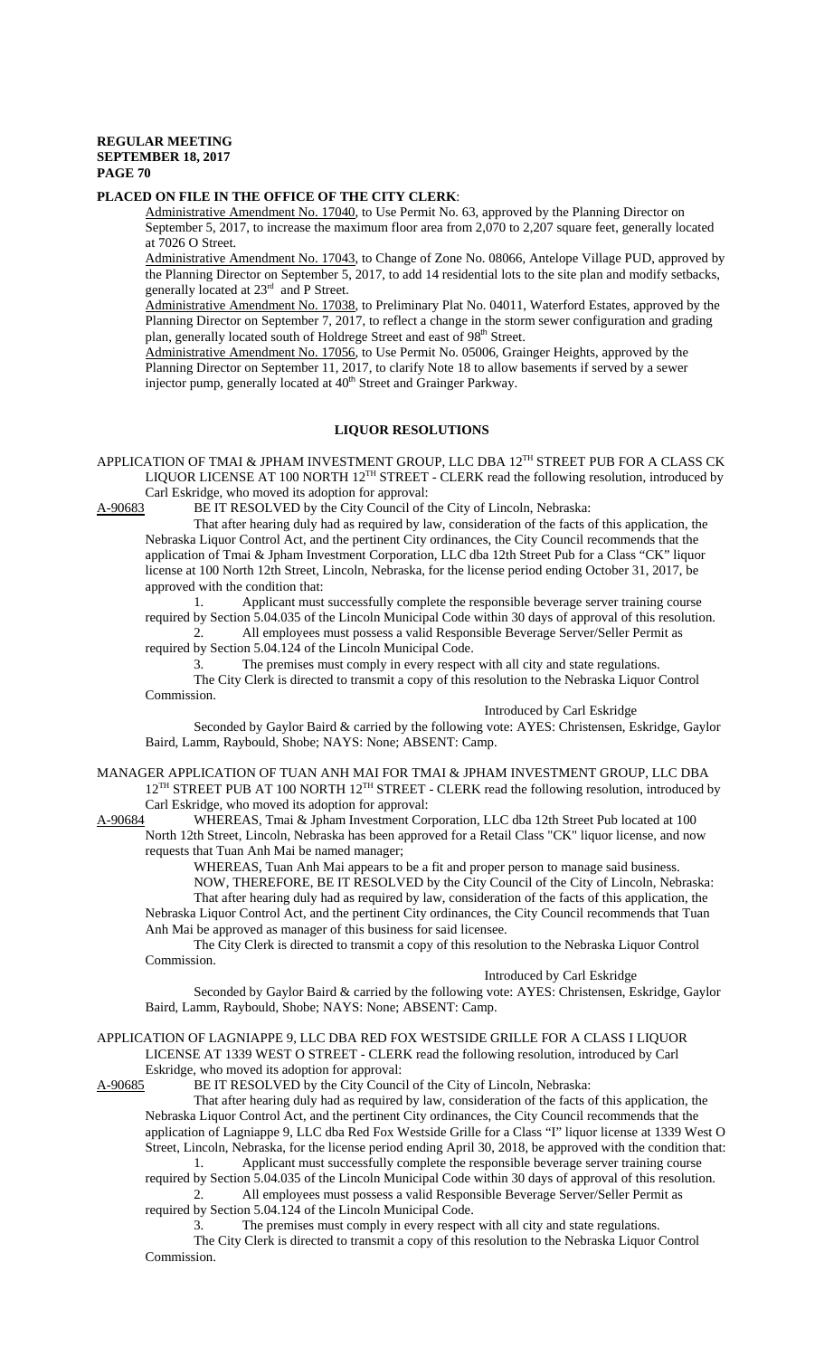**PLACED ON FILE IN THE OFFICE OF THE CITY CLERK**:

Administrative Amendment No. 17040, to Use Permit No. 63, approved by the Planning Director on September 5, 2017, to increase the maximum floor area from 2,070 to 2,207 square feet, generally located at 7026 O Street.

Administrative Amendment No. 17043, to Change of Zone No. 08066, Antelope Village PUD, approved by the Planning Director on September 5, 2017, to add 14 residential lots to the site plan and modify setbacks, generally located at 23rd and P Street.

Administrative Amendment No. 17038, to Preliminary Plat No. 04011, Waterford Estates, approved by the Planning Director on September 7, 2017, to reflect a change in the storm sewer configuration and grading plan, generally located south of Holdrege Street and east of 98th Street.

Administrative Amendment No. 17056, to Use Permit No. 05006, Grainger Heights, approved by the Planning Director on September 11, 2017, to clarify Note 18 to allow basements if served by a sewer injector pump, generally located at 40th Street and Grainger Parkway.

## LIQUOR RESOLUTIONS

APPLICATION OF TMAI & JPHAM INVESTMENT GROUP, LLC DBA 12TH STREET PUB FOR A CLASS CK LIQUOR LICENSE AT 100 NORTH 12TH STREET - CLERK read the following resolution, introduced by Carl Eskridge, who moved its adoption for approval:

A-90683 BE IT RESOLVED by the City Council of the City of Lincoln, Nebraska:

That after hearing duly had as required by law, consideration of the facts of this application, the Nebraska Liquor Control Act, and the pertinent City ordinances, the City Council recommends that the application of Tmai & Jpham Investment Corporation, LLC dba 12th Street Pub for a Class "CK" liquor license at 100 North 12th Street, Lincoln, Nebraska, for the license period ending October 31, 2017, be approved with the condition that:

1. Applicant must successfully complete the responsible beverage server training course required by Section 5.04.035 of the Lincoln Municipal Code within 30 days of approval of this resolution.
2. All employees must possess a valid Responsible Beverage Server/Seller Permit as required by Section 5.04.124 of the Lincoln Municipal Code.
3. The premises must comply in every respect with all city and state regulations.

The City Clerk is directed to transmit a copy of this resolution to the Nebraska Liquor Control Commission.

Introduced by Carl Eskridge

Seconded by Gaylor Baird & carried by the following vote: AYES: Christensen, Eskridge, Gaylor Baird, Lamm, Raybould, Shobe; NAYS: None; ABSENT: Camp.

MANAGER APPLICATION OF TUAN ANH MAI FOR TMAI & JPHAM INVESTMENT GROUP, LLC DBA 12TH STREET PUB AT 100 NORTH 12TH STREET - CLERK read the following resolution, introduced by Carl Eskridge, who moved its adoption for approval:

A-90684 WHEREAS, Tmai & Jpham Investment Corporation, LLC dba 12th Street Pub located at 100 North 12th Street, Lincoln, Nebraska has been approved for a Retail Class "CK" liquor license, and now requests that Tuan Anh Mai be named manager;

WHEREAS, Tuan Anh Mai appears to be a fit and proper person to manage said business.

NOW, THEREFORE, BE IT RESOLVED by the City Council of the City of Lincoln, Nebraska:

That after hearing duly had as required by law, consideration of the facts of this application, the Nebraska Liquor Control Act, and the pertinent City ordinances, the City Council recommends that Tuan Anh Mai be approved as manager of this business for said licensee.

The City Clerk is directed to transmit a copy of this resolution to the Nebraska Liquor Control Commission.

Introduced by Carl Eskridge

Seconded by Gaylor Baird & carried by the following vote: AYES: Christensen, Eskridge, Gaylor Baird, Lamm, Raybould, Shobe; NAYS: None; ABSENT: Camp.

APPLICATION OF LAGNIAPPE 9, LLC DBA RED FOX WESTSIDE GRILLE FOR A CLASS I LIQUOR LICENSE AT 1339 WEST O STREET - CLERK read the following resolution, introduced by Carl Eskridge, who moved its adoption for approval:

A-90685 BE IT RESOLVED by the City Council of the City of Lincoln, Nebraska:

That after hearing duly had as required by law, consideration of the facts of this application, the Nebraska Liquor Control Act, and the pertinent City ordinances, the City Council recommends that the application of Lagniappe 9, LLC dba Red Fox Westside Grille for a Class "I" liquor license at 1339 West O Street, Lincoln, Nebraska, for the license period ending April 30, 2018, be approved with the condition that:

1. Applicant must successfully complete the responsible beverage server training course required by Section 5.04.035 of the Lincoln Municipal Code within 30 days of approval of this resolution.
2. All employees must possess a valid Responsible Beverage Server/Seller Permit as required by Section 5.04.124 of the Lincoln Municipal Code.
3. The premises must comply in every respect with all city and state regulations.

The City Clerk is directed to transmit a copy of this resolution to the Nebraska Liquor Control Commission.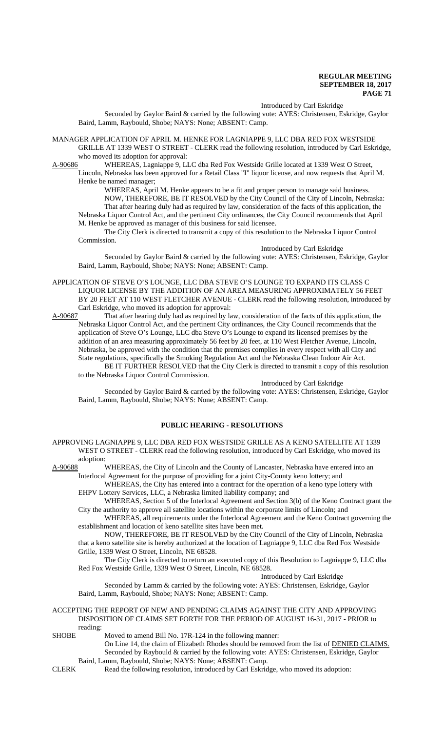Introduced by Carl Eskridge

Seconded by Gaylor Baird & carried by the following vote: AYES: Christensen, Eskridge, Gaylor Baird, Lamm, Raybould, Shobe; NAYS: None; ABSENT: Camp.

MANAGER APPLICATION OF APRIL M. HENKE FOR LAGNIAPPE 9, LLC DBA RED FOX WESTSIDE GRILLE AT 1339 WEST O STREET - CLERK read the following resolution, introduced by Carl Eskridge, who moved its adoption for approval:

A-90686 WHEREAS, Lagniappe 9, LLC dba Red Fox Westside Grille located at 1339 West O Street, Lincoln, Nebraska has been approved for a Retail Class "I" liquor license, and now requests that April M. Henke be named manager;

WHEREAS, April M. Henke appears to be a fit and proper person to manage said business.

NOW, THEREFORE, BE IT RESOLVED by the City Council of the City of Lincoln, Nebraska: That after hearing duly had as required by law, consideration of the facts of this application, the Nebraska Liquor Control Act, and the pertinent City ordinances, the City Council recommends that April M. Henke be approved as manager of this business for said licensee.

The City Clerk is directed to transmit a copy of this resolution to the Nebraska Liquor Control Commission.

Introduced by Carl Eskridge

Seconded by Gaylor Baird & carried by the following vote: AYES: Christensen, Eskridge, Gaylor Baird, Lamm, Raybould, Shobe; NAYS: None; ABSENT: Camp.

APPLICATION OF STEVE O'S LOUNGE, LLC DBA STEVE O'S LOUNGE TO EXPAND ITS CLASS C LIQUOR LICENSE BY THE ADDITION OF AN AREA MEASURING APPROXIMATELY 56 FEET BY 20 FEET AT 110 WEST FLETCHER AVENUE - CLERK read the following resolution, introduced by Carl Eskridge, who moved its adoption for approval:

A-90687 That after hearing duly had as required by law, consideration of the facts of this application, the Nebraska Liquor Control Act, and the pertinent City ordinances, the City Council recommends that the application of Steve O's Lounge, LLC dba Steve O's Lounge to expand its licensed premises by the addition of an area measuring approximately 56 feet by 20 feet, at 110 West Fletcher Avenue, Lincoln, Nebraska, be approved with the condition that the premises complies in every respect with all City and State regulations, specifically the Smoking Regulation Act and the Nebraska Clean Indoor Air Act.

BE IT FURTHER RESOLVED that the City Clerk is directed to transmit a copy of this resolution to the Nebraska Liquor Control Commission.

Introduced by Carl Eskridge

Seconded by Gaylor Baird & carried by the following vote: AYES: Christensen, Eskridge, Gaylor Baird, Lamm, Raybould, Shobe; NAYS: None; ABSENT: Camp.

## PUBLIC HEARING - RESOLUTIONS

APPROVING LAGNIAPPE 9, LLC DBA RED FOX WESTSIDE GRILLE AS A KENO SATELLITE AT 1339 WEST O STREET - CLERK read the following resolution, introduced by Carl Eskridge, who moved its adoption:

A-90688 WHEREAS, the City of Lincoln and the County of Lancaster, Nebraska have entered into an Interlocal Agreement for the purpose of providing for a joint City-County keno lottery; and

WHEREAS, the City has entered into a contract for the operation of a keno type lottery with EHPV Lottery Services, LLC, a Nebraska limited liability company; and

WHEREAS, Section 5 of the Interlocal Agreement and Section 3(b) of the Keno Contract grant the City the authority to approve all satellite locations within the corporate limits of Lincoln; and

WHEREAS, all requirements under the Interlocal Agreement and the Keno Contract governing the establishment and location of keno satellite sites have been met.

NOW, THEREFORE, BE IT RESOLVED by the City Council of the City of Lincoln, Nebraska that a keno satellite site is hereby authorized at the location of Lagniappe 9, LLC dba Red Fox Westside Grille, 1339 West O Street, Lincoln, NE 68528.

The City Clerk is directed to return an executed copy of this Resolution to Lagniappe 9, LLC dba Red Fox Westside Grille, 1339 West O Street, Lincoln, NE 68528.

Introduced by Carl Eskridge

Seconded by Lamm & carried by the following vote: AYES: Christensen, Eskridge, Gaylor Baird, Lamm, Raybould, Shobe; NAYS: None; ABSENT: Camp.

ACCEPTING THE REPORT OF NEW AND PENDING CLAIMS AGAINST THE CITY AND APPROVING DISPOSITION OF CLAIMS SET FORTH FOR THE PERIOD OF AUGUST 16-31, 2017 - PRIOR to reading:

SHOBE Moved to amend Bill No. 17R-124 in the following manner:

On Line 14, the claim of Elizabeth Rhodes should be removed from the list of DENIED CLAIMS.

Seconded by Raybould & carried by the following vote: AYES: Christensen, Eskridge, Gaylor Baird, Lamm, Raybould, Shobe; NAYS: None; ABSENT: Camp.

CLERK Read the following resolution, introduced by Carl Eskridge, who moved its adoption: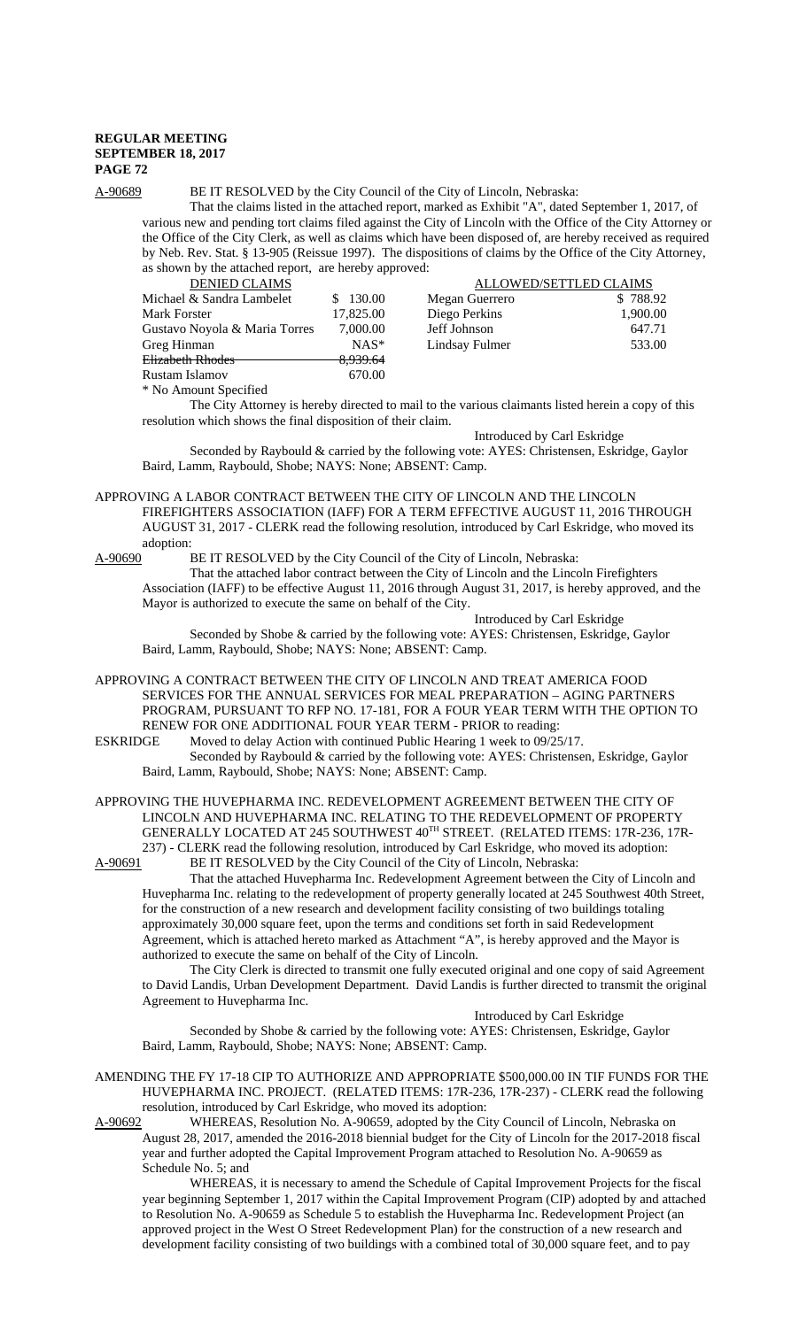A-90689 BE IT RESOLVED by the City Council of the City of Lincoln, Nebraska:

That the claims listed in the attached report, marked as Exhibit "A", dated September 1, 2017, of various new and pending tort claims filed against the City of Lincoln with the Office of the City Attorney or the Office of the City Clerk, as well as claims which have been disposed of, are hereby received as required by Neb. Rev. Stat. § 13-905 (Reissue 1997). The dispositions of claims by the Office of the City Attorney, as shown by the attached report, are hereby approved:

| DENIED CLAIMS | | ALLOWED/SETTLED CLAIMS | |
|---|---|---|---|
| Michael & Sandra Lambelet | $ 130.00 | Megan Guerrero | $ 788.92 |
| Mark Forster | 17,825.00 | Diego Perkins | 1,900.00 |
| Gustavo Noyola & Maria Torres | 7,000.00 | Jeff Johnson | 647.71 |
| Greg Hinman | NAS* | Lindsay Fulmer | 533.00 |
| ~~Elizabeth Rhodes~~ | ~~8,939.64~~ | | |
| Rustam Islamov | 670.00 | | |

\* No Amount Specified

The City Attorney is hereby directed to mail to the various claimants listed herein a copy of this resolution which shows the final disposition of their claim.

Introduced by Carl Eskridge

Seconded by Raybould & carried by the following vote: AYES: Christensen, Eskridge, Gaylor Baird, Lamm, Raybould, Shobe; NAYS: None; ABSENT: Camp.

APPROVING A LABOR CONTRACT BETWEEN THE CITY OF LINCOLN AND THE LINCOLN FIREFIGHTERS ASSOCIATION (IAFF) FOR A TERM EFFECTIVE AUGUST 11, 2016 THROUGH AUGUST 31, 2017 - CLERK read the following resolution, introduced by Carl Eskridge, who moved its adoption:

A-90690 BE IT RESOLVED by the City Council of the City of Lincoln, Nebraska:

That the attached labor contract between the City of Lincoln and the Lincoln Firefighters Association (IAFF) to be effective August 11, 2016 through August 31, 2017, is hereby approved, and the Mayor is authorized to execute the same on behalf of the City.

Introduced by Carl Eskridge

Seconded by Shobe & carried by the following vote: AYES: Christensen, Eskridge, Gaylor Baird, Lamm, Raybould, Shobe; NAYS: None; ABSENT: Camp.

APPROVING A CONTRACT BETWEEN THE CITY OF LINCOLN AND TREAT AMERICA FOOD SERVICES FOR THE ANNUAL SERVICES FOR MEAL PREPARATION – AGING PARTNERS PROGRAM, PURSUANT TO RFP NO. 17-181, FOR A FOUR YEAR TERM WITH THE OPTION TO RENEW FOR ONE ADDITIONAL FOUR YEAR TERM - PRIOR to reading:

ESKRIDGE Moved to delay Action with continued Public Hearing 1 week to 09/25/17.

Seconded by Raybould & carried by the following vote: AYES: Christensen, Eskridge, Gaylor Baird, Lamm, Raybould, Shobe; NAYS: None; ABSENT: Camp.

APPROVING THE HUVEPHARMA INC. REDEVELOPMENT AGREEMENT BETWEEN THE CITY OF LINCOLN AND HUVEPHARMA INC. RELATING TO THE REDEVELOPMENT OF PROPERTY GENERALLY LOCATED AT 245 SOUTHWEST 40TH STREET. (RELATED ITEMS: 17R-236, 17R-237) - CLERK read the following resolution, introduced by Carl Eskridge, who moved its adoption:

A-90691 BE IT RESOLVED by the City Council of the City of Lincoln, Nebraska:

That the attached Huvepharma Inc. Redevelopment Agreement between the City of Lincoln and Huvepharma Inc. relating to the redevelopment of property generally located at 245 Southwest 40th Street, for the construction of a new research and development facility consisting of two buildings totaling approximately 30,000 square feet, upon the terms and conditions set forth in said Redevelopment Agreement, which is attached hereto marked as Attachment "A", is hereby approved and the Mayor is authorized to execute the same on behalf of the City of Lincoln.

The City Clerk is directed to transmit one fully executed original and one copy of said Agreement to David Landis, Urban Development Department. David Landis is further directed to transmit the original Agreement to Huvepharma Inc.

Introduced by Carl Eskridge

Seconded by Shobe & carried by the following vote: AYES: Christensen, Eskridge, Gaylor Baird, Lamm, Raybould, Shobe; NAYS: None; ABSENT: Camp.

AMENDING THE FY 17-18 CIP TO AUTHORIZE AND APPROPRIATE $500,000.00 IN TIF FUNDS FOR THE HUVEPHARMA INC. PROJECT. (RELATED ITEMS: 17R-236, 17R-237) - CLERK read the following resolution, introduced by Carl Eskridge, who moved its adoption:

A-90692 WHEREAS, Resolution No. A-90659, adopted by the City Council of Lincoln, Nebraska on August 28, 2017, amended the 2016-2018 biennial budget for the City of Lincoln for the 2017-2018 fiscal year and further adopted the Capital Improvement Program attached to Resolution No. A-90659 as Schedule No. 5; and

WHEREAS, it is necessary to amend the Schedule of Capital Improvement Projects for the fiscal year beginning September 1, 2017 within the Capital Improvement Program (CIP) adopted by and attached to Resolution No. A-90659 as Schedule 5 to establish the Huvepharma Inc. Redevelopment Project (an approved project in the West O Street Redevelopment Plan) for the construction of a new research and development facility consisting of two buildings with a combined total of 30,000 square feet, and to pay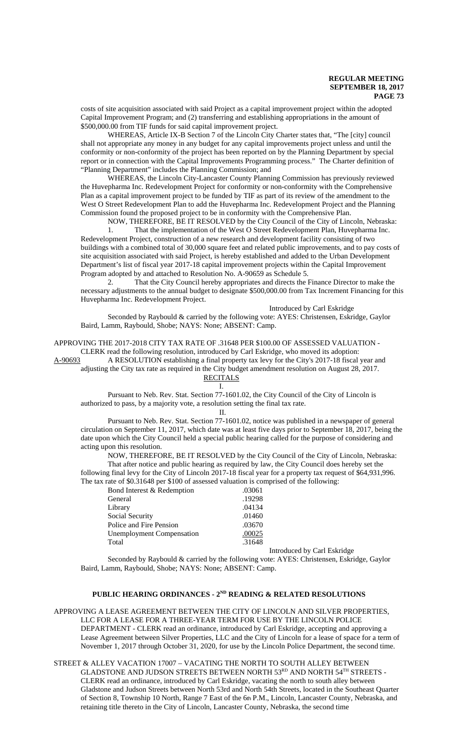costs of site acquisition associated with said Project as a capital improvement project within the adopted Capital Improvement Program; and (2) transferring and establishing appropriations in the amount of $500,000.00 from TIF funds for said capital improvement project.

WHEREAS, Article IX-B Section 7 of the Lincoln City Charter states that, "The [city] council shall not appropriate any money in any budget for any capital improvements project unless and until the conformity or non-conformity of the project has been reported on by the Planning Department by special report or in connection with the Capital Improvements Programming process." The Charter definition of "Planning Department" includes the Planning Commission; and

WHEREAS, the Lincoln City-Lancaster County Planning Commission has previously reviewed the Huvepharma Inc. Redevelopment Project for conformity or non-conformity with the Comprehensive Plan as a capital improvement project to be funded by TIF as part of its review of the amendment to the West O Street Redevelopment Plan to add the Huvepharma Inc. Redevelopment Project and the Planning Commission found the proposed project to be in conformity with the Comprehensive Plan.

NOW, THEREFORE, BE IT RESOLVED by the City Council of the City of Lincoln, Nebraska:

1. That the implementation of the West O Street Redevelopment Plan, Huvepharma Inc. Redevelopment Project, construction of a new research and development facility consisting of two buildings with a combined total of 30,000 square feet and related public improvements, and to pay costs of site acquisition associated with said Project, is hereby established and added to the Urban Development Department's list of fiscal year 2017-18 capital improvement projects within the Capital Improvement Program adopted by and attached to Resolution No. A-90659 as Schedule 5.

2. That the City Council hereby appropriates and directs the Finance Director to make the necessary adjustments to the annual budget to designate $500,000.00 from Tax Increment Financing for this Huvepharma Inc. Redevelopment Project.

Introduced by Carl Eskridge

Seconded by Raybould & carried by the following vote: AYES: Christensen, Eskridge, Gaylor Baird, Lamm, Raybould, Shobe; NAYS: None; ABSENT: Camp.

APPROVING THE 2017-2018 CITY TAX RATE OF .31648 PER $100.00 OF ASSESSED VALUATION - CLERK read the following resolution, introduced by Carl Eskridge, who moved its adoption:

A-90693 A RESOLUTION establishing a final property tax levy for the City's 2017-18 fiscal year and adjusting the City tax rate as required in the City budget amendment resolution on August 28, 2017.

RECITALS

I.

Pursuant to Neb. Rev. Stat. Section 77-1601.02, the City Council of the City of Lincoln is authorized to pass, by a majority vote, a resolution setting the final tax rate.

II.

Pursuant to Neb. Rev. Stat. Section 77-1601.02, notice was published in a newspaper of general circulation on September 11, 2017, which date was at least five days prior to September 18, 2017, being the date upon which the City Council held a special public hearing called for the purpose of considering and acting upon this resolution.

NOW, THEREFORE, BE IT RESOLVED by the City Council of the City of Lincoln, Nebraska:

That after notice and public hearing as required by law, the City Council does hereby set the following final levy for the City of Lincoln 2017-18 fiscal year for a property tax request of $64,931,996. The tax rate of $0.31648 per $100 of assessed valuation is comprised of the following:

| | |
|---|---|
| Bond Interest & Redemption | .03061 |
| General | .19298 |
| Library | .04134 |
| Social Security | .01460 |
| Police and Fire Pension | .03670 |
| Unemployment Compensation | .00025 |
| Total | .31648 |

Introduced by Carl Eskridge

Seconded by Raybould & carried by the following vote: AYES: Christensen, Eskridge, Gaylor Baird, Lamm, Raybould, Shobe; NAYS: None; ABSENT: Camp.

## PUBLIC HEARING ORDINANCES - 2ND READING & RELATED RESOLUTIONS

APPROVING A LEASE AGREEMENT BETWEEN THE CITY OF LINCOLN AND SILVER PROPERTIES, LLC FOR A LEASE FOR A THREE-YEAR TERM FOR USE BY THE LINCOLN POLICE DEPARTMENT - CLERK read an ordinance, introduced by Carl Eskridge, accepting and approving a Lease Agreement between Silver Properties, LLC and the City of Lincoln for a lease of space for a term of November 1, 2017 through October 31, 2020, for use by the Lincoln Police Department, the second time.

STREET & ALLEY VACATION 17007 – VACATING THE NORTH TO SOUTH ALLEY BETWEEN GLADSTONE AND JUDSON STREETS BETWEEN NORTH 53RD AND NORTH 54TH STREETS - CLERK read an ordinance, introduced by Carl Eskridge, vacating the north to south alley between Gladstone and Judson Streets between North 53rd and North 54th Streets, located in the Southeast Quarter of Section 8, Township 10 North, Range 7 East of the 6th P.M., Lincoln, Lancaster County, Nebraska, and retaining title thereto in the City of Lincoln, Lancaster County, Nebraska, the second time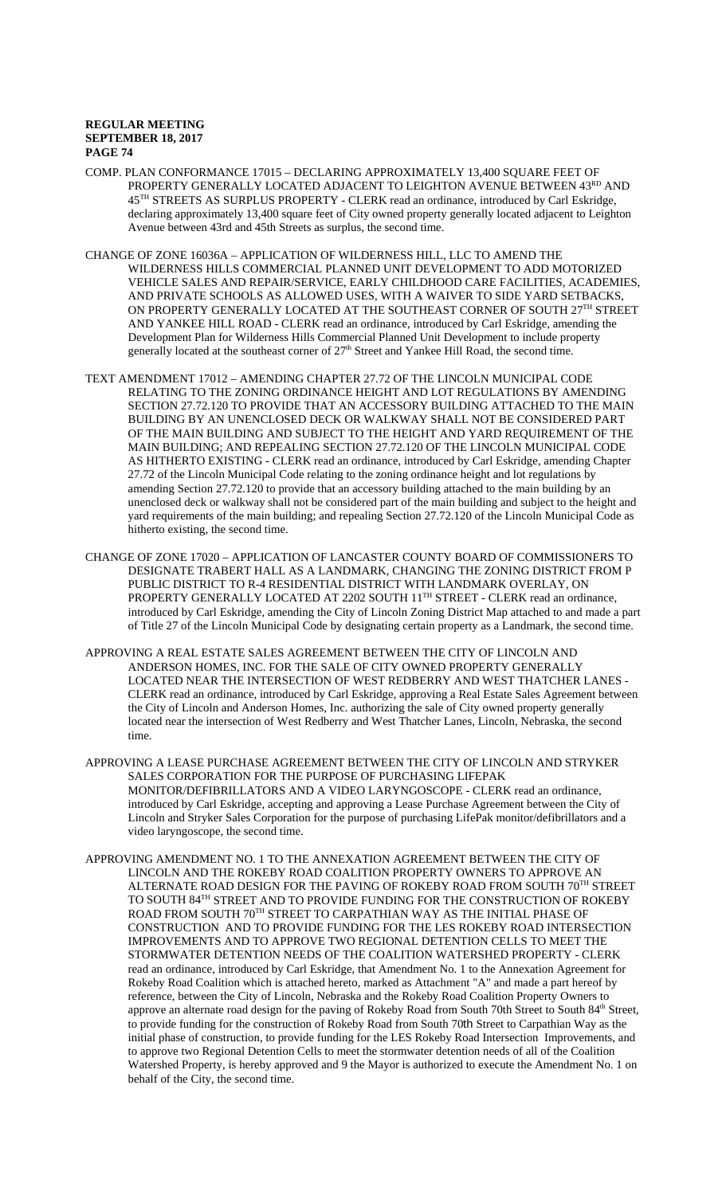COMP. PLAN CONFORMANCE 17015 – DECLARING APPROXIMATELY 13,400 SQUARE FEET OF PROPERTY GENERALLY LOCATED ADJACENT TO LEIGHTON AVENUE BETWEEN 43RD AND 45TH STREETS AS SURPLUS PROPERTY - CLERK read an ordinance, introduced by Carl Eskridge, declaring approximately 13,400 square feet of City owned property generally located adjacent to Leighton Avenue between 43rd and 45th Streets as surplus, the second time.

CHANGE OF ZONE 16036A – APPLICATION OF WILDERNESS HILL, LLC TO AMEND THE WILDERNESS HILLS COMMERCIAL PLANNED UNIT DEVELOPMENT TO ADD MOTORIZED VEHICLE SALES AND REPAIR/SERVICE, EARLY CHILDHOOD CARE FACILITIES, ACADEMIES, AND PRIVATE SCHOOLS AS ALLOWED USES, WITH A WAIVER TO SIDE YARD SETBACKS, ON PROPERTY GENERALLY LOCATED AT THE SOUTHEAST CORNER OF SOUTH 27TH STREET AND YANKEE HILL ROAD - CLERK read an ordinance, introduced by Carl Eskridge, amending the Development Plan for Wilderness Hills Commercial Planned Unit Development to include property generally located at the southeast corner of 27th Street and Yankee Hill Road, the second time.

TEXT AMENDMENT 17012 – AMENDING CHAPTER 27.72 OF THE LINCOLN MUNICIPAL CODE RELATING TO THE ZONING ORDINANCE HEIGHT AND LOT REGULATIONS BY AMENDING SECTION 27.72.120 TO PROVIDE THAT AN ACCESSORY BUILDING ATTACHED TO THE MAIN BUILDING BY AN UNENCLOSED DECK OR WALKWAY SHALL NOT BE CONSIDERED PART OF THE MAIN BUILDING AND SUBJECT TO THE HEIGHT AND YARD REQUIREMENT OF THE MAIN BUILDING; AND REPEALING SECTION 27.72.120 OF THE LINCOLN MUNICIPAL CODE AS HITHERTO EXISTING - CLERK read an ordinance, introduced by Carl Eskridge, amending Chapter 27.72 of the Lincoln Municipal Code relating to the zoning ordinance height and lot regulations by amending Section 27.72.120 to provide that an accessory building attached to the main building by an unenclosed deck or walkway shall not be considered part of the main building and subject to the height and yard requirements of the main building; and repealing Section 27.72.120 of the Lincoln Municipal Code as hitherto existing, the second time.

CHANGE OF ZONE 17020 – APPLICATION OF LANCASTER COUNTY BOARD OF COMMISSIONERS TO DESIGNATE TRABERT HALL AS A LANDMARK, CHANGING THE ZONING DISTRICT FROM P PUBLIC DISTRICT TO R-4 RESIDENTIAL DISTRICT WITH LANDMARK OVERLAY, ON PROPERTY GENERALLY LOCATED AT 2202 SOUTH 11TH STREET - CLERK read an ordinance, introduced by Carl Eskridge, amending the City of Lincoln Zoning District Map attached to and made a part of Title 27 of the Lincoln Municipal Code by designating certain property as a Landmark, the second time.

APPROVING A REAL ESTATE SALES AGREEMENT BETWEEN THE CITY OF LINCOLN AND ANDERSON HOMES, INC. FOR THE SALE OF CITY OWNED PROPERTY GENERALLY LOCATED NEAR THE INTERSECTION OF WEST REDBERRY AND WEST THATCHER LANES - CLERK read an ordinance, introduced by Carl Eskridge, approving a Real Estate Sales Agreement between the City of Lincoln and Anderson Homes, Inc. authorizing the sale of City owned property generally located near the intersection of West Redberry and West Thatcher Lanes, Lincoln, Nebraska, the second time.

APPROVING A LEASE PURCHASE AGREEMENT BETWEEN THE CITY OF LINCOLN AND STRYKER SALES CORPORATION FOR THE PURPOSE OF PURCHASING LIFEPAK MONITOR/DEFIBRILLATORS AND A VIDEO LARYNGOSCOPE - CLERK read an ordinance, introduced by Carl Eskridge, accepting and approving a Lease Purchase Agreement between the City of Lincoln and Stryker Sales Corporation for the purpose of purchasing LifePak monitor/defibrillators and a video laryngoscope, the second time.

APPROVING AMENDMENT NO. 1 TO THE ANNEXATION AGREEMENT BETWEEN THE CITY OF LINCOLN AND THE ROKEBY ROAD COALITION PROPERTY OWNERS TO APPROVE AN ALTERNATE ROAD DESIGN FOR THE PAVING OF ROKEBY ROAD FROM SOUTH 70TH STREET TO SOUTH 84TH STREET AND TO PROVIDE FUNDING FOR THE CONSTRUCTION OF ROKEBY ROAD FROM SOUTH 70TH STREET TO CARPATHIAN WAY AS THE INITIAL PHASE OF CONSTRUCTION AND TO PROVIDE FUNDING FOR THE LES ROKEBY ROAD INTERSECTION IMPROVEMENTS AND TO APPROVE TWO REGIONAL DETENTION CELLS TO MEET THE STORMWATER DETENTION NEEDS OF THE COALITION WATERSHED PROPERTY - CLERK read an ordinance, introduced by Carl Eskridge, that Amendment No. 1 to the Annexation Agreement for Rokeby Road Coalition which is attached hereto, marked as Attachment "A" and made a part hereof by reference, between the City of Lincoln, Nebraska and the Rokeby Road Coalition Property Owners to approve an alternate road design for the paving of Rokeby Road from South 70th Street to South 84th Street, to provide funding for the construction of Rokeby Road from South 70th Street to Carpathian Way as the initial phase of construction, to provide funding for the LES Rokeby Road Intersection Improvements, and to approve two Regional Detention Cells to meet the stormwater detention needs of all of the Coalition Watershed Property, is hereby approved and 9 the Mayor is authorized to execute the Amendment No. 1 on behalf of the City, the second time.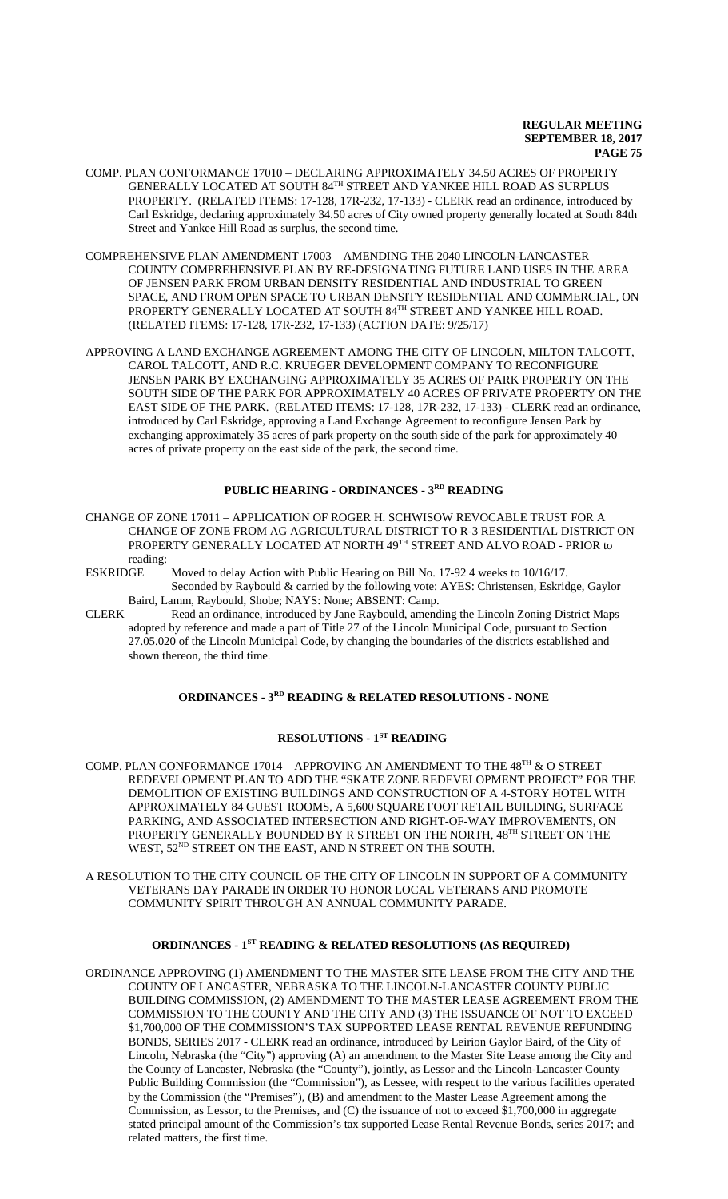COMP. PLAN CONFORMANCE 17010 – DECLARING APPROXIMATELY 34.50 ACRES OF PROPERTY GENERALLY LOCATED AT SOUTH 84TH STREET AND YANKEE HILL ROAD AS SURPLUS PROPERTY. (RELATED ITEMS: 17-128, 17R-232, 17-133) - CLERK read an ordinance, introduced by Carl Eskridge, declaring approximately 34.50 acres of City owned property generally located at South 84th Street and Yankee Hill Road as surplus, the second time.

COMPREHENSIVE PLAN AMENDMENT 17003 – AMENDING THE 2040 LINCOLN-LANCASTER COUNTY COMPREHENSIVE PLAN BY RE-DESIGNATING FUTURE LAND USES IN THE AREA OF JENSEN PARK FROM URBAN DENSITY RESIDENTIAL AND INDUSTRIAL TO GREEN SPACE, AND FROM OPEN SPACE TO URBAN DENSITY RESIDENTIAL AND COMMERCIAL, ON PROPERTY GENERALLY LOCATED AT SOUTH 84TH STREET AND YANKEE HILL ROAD. (RELATED ITEMS: 17-128, 17R-232, 17-133) (ACTION DATE: 9/25/17)

APPROVING A LAND EXCHANGE AGREEMENT AMONG THE CITY OF LINCOLN, MILTON TALCOTT, CAROL TALCOTT, AND R.C. KRUEGER DEVELOPMENT COMPANY TO RECONFIGURE JENSEN PARK BY EXCHANGING APPROXIMATELY 35 ACRES OF PARK PROPERTY ON THE SOUTH SIDE OF THE PARK FOR APPROXIMATELY 40 ACRES OF PRIVATE PROPERTY ON THE EAST SIDE OF THE PARK. (RELATED ITEMS: 17-128, 17R-232, 17-133) - CLERK read an ordinance, introduced by Carl Eskridge, approving a Land Exchange Agreement to reconfigure Jensen Park by exchanging approximately 35 acres of park property on the south side of the park for approximately 40 acres of private property on the east side of the park, the second time.

## PUBLIC HEARING - ORDINANCES - 3RD READING

CHANGE OF ZONE 17011 – APPLICATION OF ROGER H. SCHWISOW REVOCABLE TRUST FOR A CHANGE OF ZONE FROM AG AGRICULTURAL DISTRICT TO R-3 RESIDENTIAL DISTRICT ON PROPERTY GENERALLY LOCATED AT NORTH 49TH STREET AND ALVO ROAD - PRIOR to reading:

ESKRIDGE Moved to delay Action with Public Hearing on Bill No. 17-92 4 weeks to 10/16/17.
Seconded by Raybould & carried by the following vote: AYES: Christensen, Eskridge, Gaylor Baird, Lamm, Raybould, Shobe; NAYS: None; ABSENT: Camp.

CLERK Read an ordinance, introduced by Jane Raybould, amending the Lincoln Zoning District Maps adopted by reference and made a part of Title 27 of the Lincoln Municipal Code, pursuant to Section 27.05.020 of the Lincoln Municipal Code, by changing the boundaries of the districts established and shown thereon, the third time.

## ORDINANCES - 3RD READING & RELATED RESOLUTIONS - NONE

## RESOLUTIONS - 1ST READING

COMP. PLAN CONFORMANCE 17014 – APPROVING AN AMENDMENT TO THE 48TH & O STREET REDEVELOPMENT PLAN TO ADD THE "SKATE ZONE REDEVELOPMENT PROJECT" FOR THE DEMOLITION OF EXISTING BUILDINGS AND CONSTRUCTION OF A 4-STORY HOTEL WITH APPROXIMATELY 84 GUEST ROOMS, A 5,600 SQUARE FOOT RETAIL BUILDING, SURFACE PARKING, AND ASSOCIATED INTERSECTION AND RIGHT-OF-WAY IMPROVEMENTS, ON PROPERTY GENERALLY BOUNDED BY R STREET ON THE NORTH, 48TH STREET ON THE WEST, 52ND STREET ON THE EAST, AND N STREET ON THE SOUTH.

A RESOLUTION TO THE CITY COUNCIL OF THE CITY OF LINCOLN IN SUPPORT OF A COMMUNITY VETERANS DAY PARADE IN ORDER TO HONOR LOCAL VETERANS AND PROMOTE COMMUNITY SPIRIT THROUGH AN ANNUAL COMMUNITY PARADE.

## ORDINANCES - 1ST READING & RELATED RESOLUTIONS (AS REQUIRED)

ORDINANCE APPROVING (1) AMENDMENT TO THE MASTER SITE LEASE FROM THE CITY AND THE COUNTY OF LANCASTER, NEBRASKA TO THE LINCOLN-LANCASTER COUNTY PUBLIC BUILDING COMMISSION, (2) AMENDMENT TO THE MASTER LEASE AGREEMENT FROM THE COMMISSION TO THE COUNTY AND THE CITY AND (3) THE ISSUANCE OF NOT TO EXCEED $1,700,000 OF THE COMMISSION'S TAX SUPPORTED LEASE RENTAL REVENUE REFUNDING BONDS, SERIES 2017 - CLERK read an ordinance, introduced by Leirion Gaylor Baird, of the City of Lincoln, Nebraska (the "City") approving (A) an amendment to the Master Site Lease among the City and the County of Lancaster, Nebraska (the "County"), jointly, as Lessor and the Lincoln-Lancaster County Public Building Commission (the "Commission"), as Lessee, with respect to the various facilities operated by the Commission (the "Premises"), (B) and amendment to the Master Lease Agreement among the Commission, as Lessor, to the Premises, and (C) the issuance of not to exceed $1,700,000 in aggregate stated principal amount of the Commission's tax supported Lease Rental Revenue Bonds, series 2017; and related matters, the first time.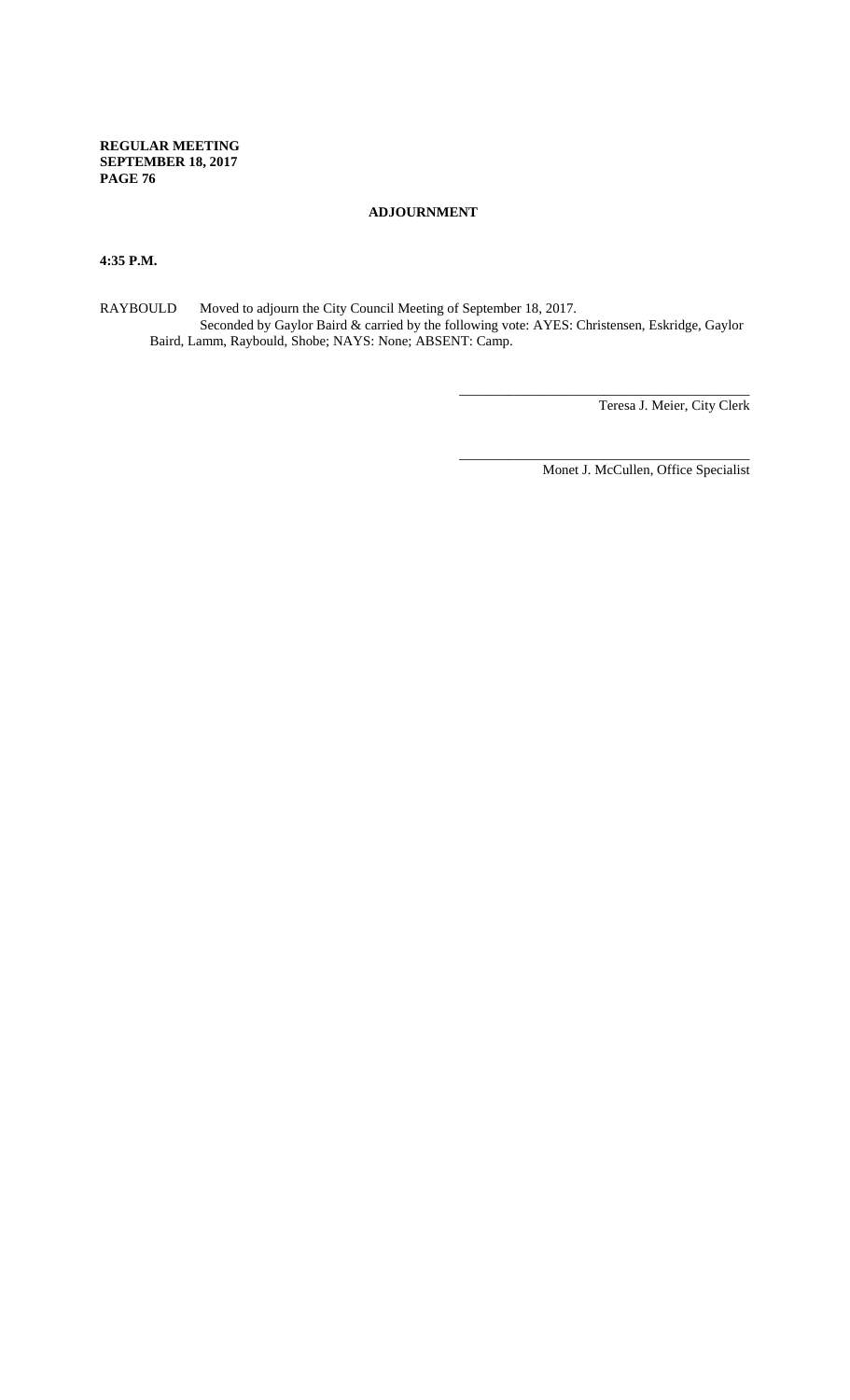## ADJOURNMENT

**4:35 P.M.**

RAYBOULD Moved to adjourn the City Council Meeting of September 18, 2017.
Seconded by Gaylor Baird & carried by the following vote: AYES: Christensen, Eskridge, Gaylor Baird, Lamm, Raybould, Shobe; NAYS: None; ABSENT: Camp.

\_\_\_\_\_\_\_\_\_\_\_\_\_\_\_\_\_\_\_\_\_\_\_\_\_\_\_\_\_\_\_\_\_\_\_\_\_\_\_\_\_\_\_\_
Teresa J. Meier, City Clerk

\_\_\_\_\_\_\_\_\_\_\_\_\_\_\_\_\_\_\_\_\_\_\_\_\_\_\_\_\_\_\_\_\_\_\_\_\_\_\_\_\_\_\_\_
Monet J. McCullen, Office Specialist